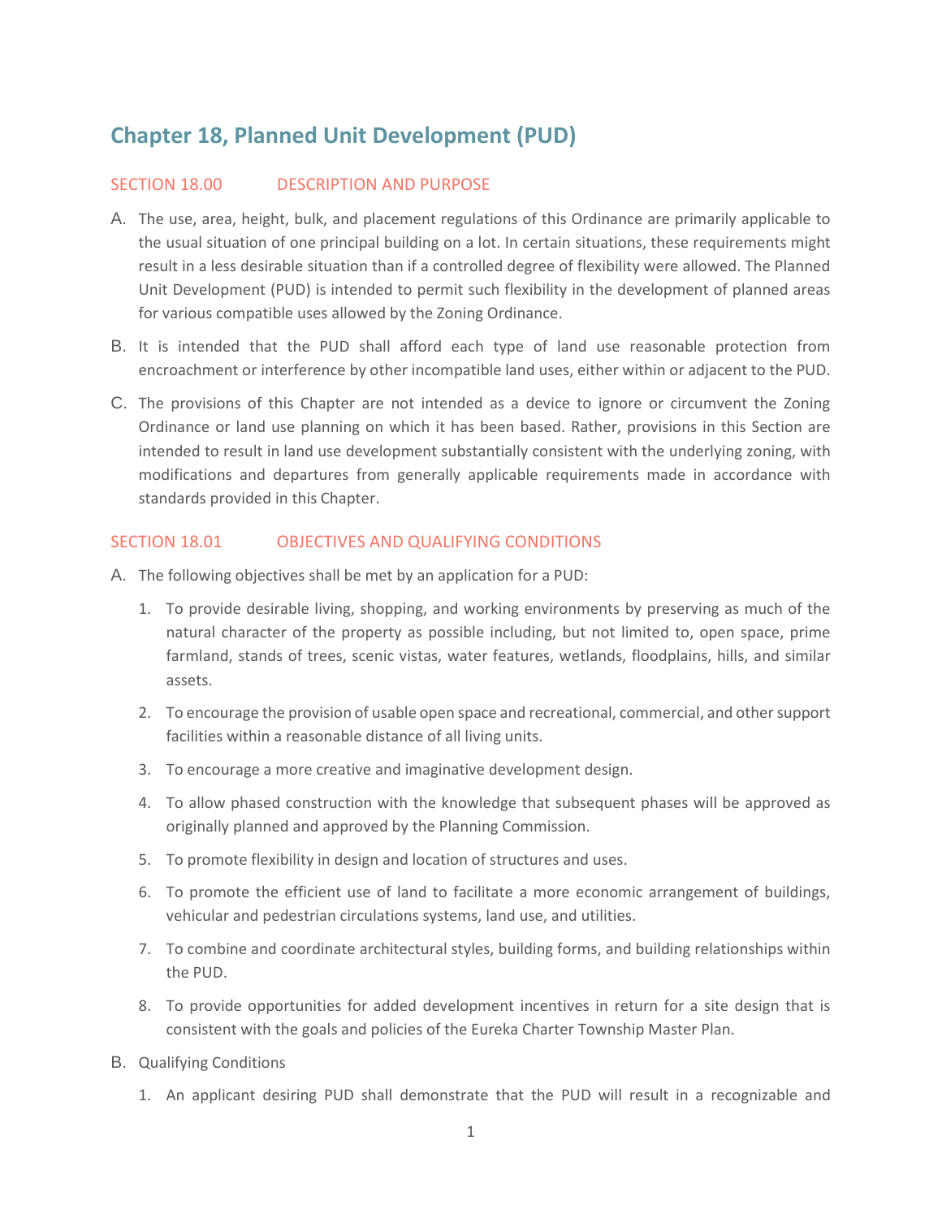# Chapter 18, Planned Unit Development (PUD)

## SECTION 18.00 DESCRIPTION AND PURPOSE

A. The use, area, height, bulk, and placement regulations of this Ordinance are primarily applicable to the usual situation of one principal building on a lot. In certain situations, these requirements might result in a less desirable situation than if a controlled degree of flexibility were allowed. The Planned Unit Development (PUD) is intended to permit such flexibility in the development of planned areas for various compatible uses allowed by the Zoning Ordinance.

B. It is intended that the PUD shall afford each type of land use reasonable protection from encroachment or interference by other incompatible land uses, either within or adjacent to the PUD.

C. The provisions of this Chapter are not intended as a device to ignore or circumvent the Zoning Ordinance or land use planning on which it has been based. Rather, provisions in this Section are intended to result in land use development substantially consistent with the underlying zoning, with modifications and departures from generally applicable requirements made in accordance with standards provided in this Chapter.

## SECTION 18.01 OBJECTIVES AND QUALIFYING CONDITIONS

A. The following objectives shall be met by an application for a PUD:

1. To provide desirable living, shopping, and working environments by preserving as much of the natural character of the property as possible including, but not limited to, open space, prime farmland, stands of trees, scenic vistas, water features, wetlands, floodplains, hills, and similar assets.
2. To encourage the provision of usable open space and recreational, commercial, and other support facilities within a reasonable distance of all living units.
3. To encourage a more creative and imaginative development design.
4. To allow phased construction with the knowledge that subsequent phases will be approved as originally planned and approved by the Planning Commission.
5. To promote flexibility in design and location of structures and uses.
6. To promote the efficient use of land to facilitate a more economic arrangement of buildings, vehicular and pedestrian circulations systems, land use, and utilities.
7. To combine and coordinate architectural styles, building forms, and building relationships within the PUD.
8. To provide opportunities for added development incentives in return for a site design that is consistent with the goals and policies of the Eureka Charter Township Master Plan.

B. Qualifying Conditions

1. An applicant desiring PUD shall demonstrate that the PUD will result in a recognizable and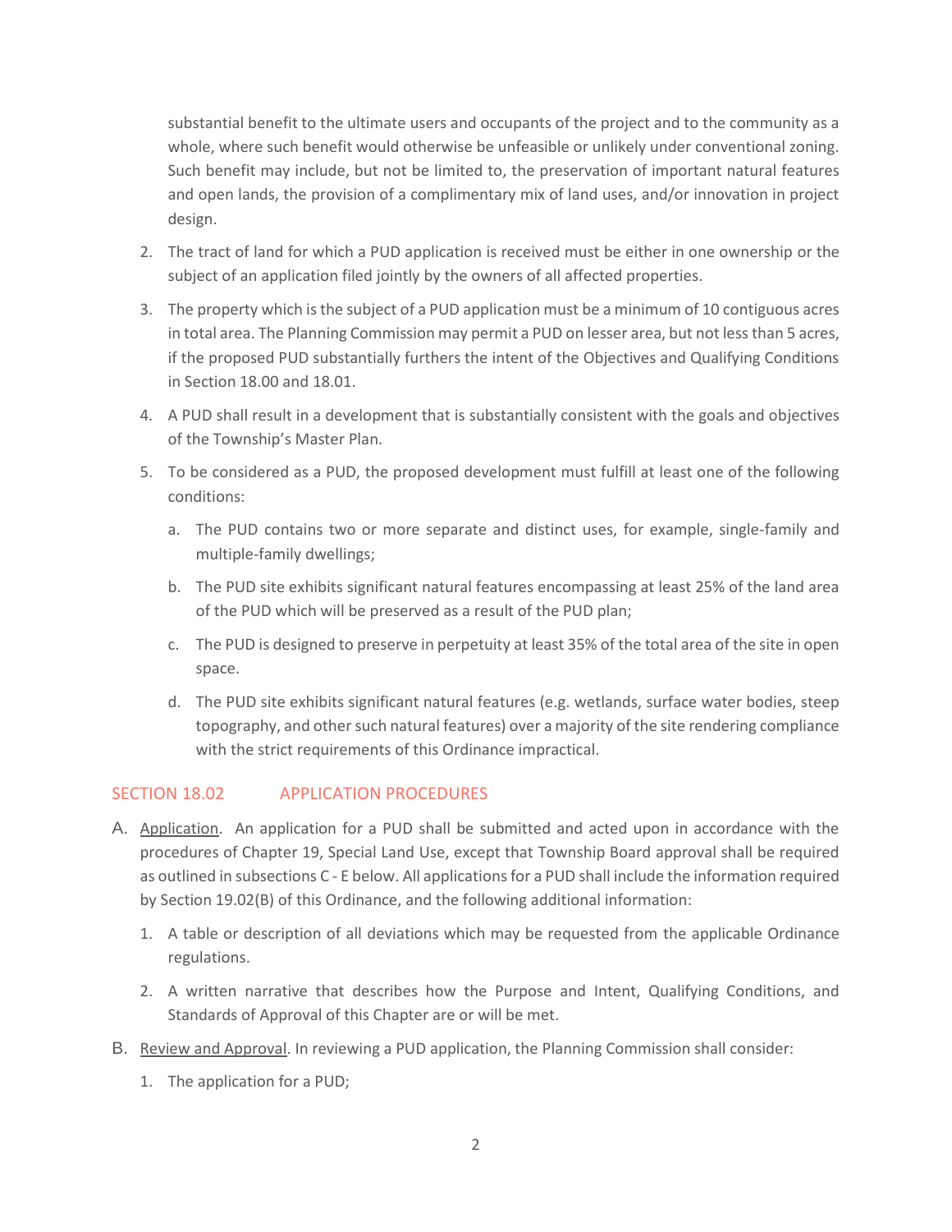substantial benefit to the ultimate users and occupants of the project and to the community as a whole, where such benefit would otherwise be unfeasible or unlikely under conventional zoning. Such benefit may include, but not be limited to, the preservation of important natural features and open lands, the provision of a complimentary mix of land uses, and/or innovation in project design.

2. The tract of land for which a PUD application is received must be either in one ownership or the subject of an application filed jointly by the owners of all affected properties.

3. The property which is the subject of a PUD application must be a minimum of 10 contiguous acres in total area. The Planning Commission may permit a PUD on lesser area, but not less than 5 acres, if the proposed PUD substantially furthers the intent of the Objectives and Qualifying Conditions in Section 18.00 and 18.01.

4. A PUD shall result in a development that is substantially consistent with the goals and objectives of the Township's Master Plan.

5. To be considered as a PUD, the proposed development must fulfill at least one of the following conditions:

   a. The PUD contains two or more separate and distinct uses, for example, single-family and multiple-family dwellings;

   b. The PUD site exhibits significant natural features encompassing at least 25% of the land area of the PUD which will be preserved as a result of the PUD plan;

   c. The PUD is designed to preserve in perpetuity at least 35% of the total area of the site in open space.

   d. The PUD site exhibits significant natural features (e.g. wetlands, surface water bodies, steep topography, and other such natural features) over a majority of the site rendering compliance with the strict requirements of this Ordinance impractical.

## SECTION 18.02 APPLICATION PROCEDURES

A. Application. An application for a PUD shall be submitted and acted upon in accordance with the procedures of Chapter 19, Special Land Use, except that Township Board approval shall be required as outlined in subsections C - E below. All applications for a PUD shall include the information required by Section 19.02(B) of this Ordinance, and the following additional information:

   1. A table or description of all deviations which may be requested from the applicable Ordinance regulations.

   2. A written narrative that describes how the Purpose and Intent, Qualifying Conditions, and Standards of Approval of this Chapter are or will be met.

B. Review and Approval. In reviewing a PUD application, the Planning Commission shall consider:

   1. The application for a PUD;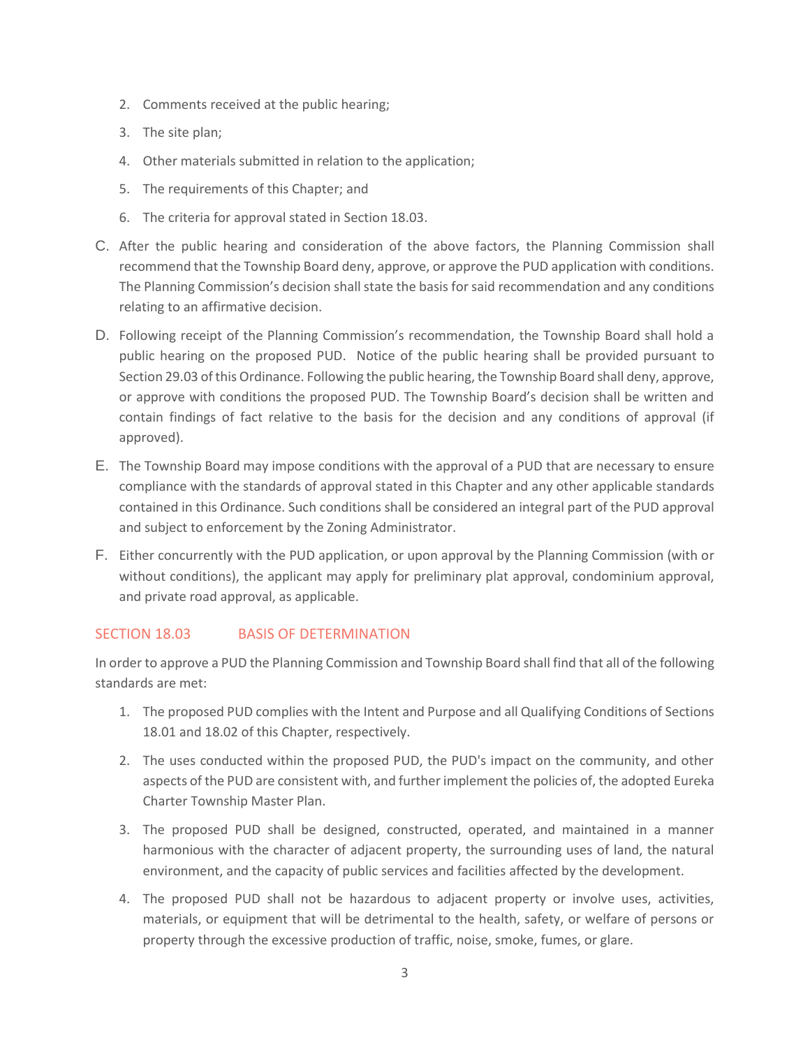2. Comments received at the public hearing;
3. The site plan;
4. Other materials submitted in relation to the application;
5. The requirements of this Chapter; and
6. The criteria for approval stated in Section 18.03.

C. After the public hearing and consideration of the above factors, the Planning Commission shall recommend that the Township Board deny, approve, or approve the PUD application with conditions. The Planning Commission's decision shall state the basis for said recommendation and any conditions relating to an affirmative decision.

D. Following receipt of the Planning Commission's recommendation, the Township Board shall hold a public hearing on the proposed PUD. Notice of the public hearing shall be provided pursuant to Section 29.03 of this Ordinance. Following the public hearing, the Township Board shall deny, approve, or approve with conditions the proposed PUD. The Township Board's decision shall be written and contain findings of fact relative to the basis for the decision and any conditions of approval (if approved).

E. The Township Board may impose conditions with the approval of a PUD that are necessary to ensure compliance with the standards of approval stated in this Chapter and any other applicable standards contained in this Ordinance. Such conditions shall be considered an integral part of the PUD approval and subject to enforcement by the Zoning Administrator.

F. Either concurrently with the PUD application, or upon approval by the Planning Commission (with or without conditions), the applicant may apply for preliminary plat approval, condominium approval, and private road approval, as applicable.

## SECTION 18.03 BASIS OF DETERMINATION

In order to approve a PUD the Planning Commission and Township Board shall find that all of the following standards are met:

1. The proposed PUD complies with the Intent and Purpose and all Qualifying Conditions of Sections 18.01 and 18.02 of this Chapter, respectively.
2. The uses conducted within the proposed PUD, the PUD's impact on the community, and other aspects of the PUD are consistent with, and further implement the policies of, the adopted Eureka Charter Township Master Plan.
3. The proposed PUD shall be designed, constructed, operated, and maintained in a manner harmonious with the character of adjacent property, the surrounding uses of land, the natural environment, and the capacity of public services and facilities affected by the development.
4. The proposed PUD shall not be hazardous to adjacent property or involve uses, activities, materials, or equipment that will be detrimental to the health, safety, or welfare of persons or property through the excessive production of traffic, noise, smoke, fumes, or glare.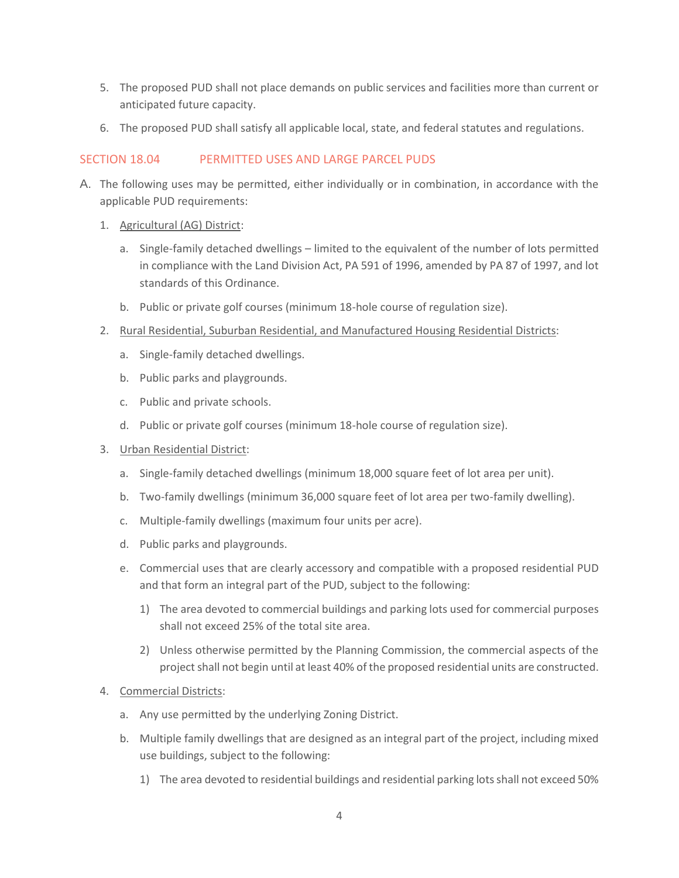5. The proposed PUD shall not place demands on public services and facilities more than current or anticipated future capacity.
6. The proposed PUD shall satisfy all applicable local, state, and federal statutes and regulations.

## SECTION 18.04 PERMITTED USES AND LARGE PARCEL PUDS

A. The following uses may be permitted, either individually or in combination, in accordance with the applicable PUD requirements:

1. Agricultural (AG) District:
    a. Single-family detached dwellings – limited to the equivalent of the number of lots permitted in compliance with the Land Division Act, PA 591 of 1996, amended by PA 87 of 1997, and lot standards of this Ordinance.
    b. Public or private golf courses (minimum 18-hole course of regulation size).
2. Rural Residential, Suburban Residential, and Manufactured Housing Residential Districts:
    a. Single-family detached dwellings.
    b. Public parks and playgrounds.
    c. Public and private schools.
    d. Public or private golf courses (minimum 18-hole course of regulation size).
3. Urban Residential District:
    a. Single-family detached dwellings (minimum 18,000 square feet of lot area per unit).
    b. Two-family dwellings (minimum 36,000 square feet of lot area per two-family dwelling).
    c. Multiple-family dwellings (maximum four units per acre).
    d. Public parks and playgrounds.
    e. Commercial uses that are clearly accessory and compatible with a proposed residential PUD and that form an integral part of the PUD, subject to the following:
        1) The area devoted to commercial buildings and parking lots used for commercial purposes shall not exceed 25% of the total site area.
        2) Unless otherwise permitted by the Planning Commission, the commercial aspects of the project shall not begin until at least 40% of the proposed residential units are constructed.
4. Commercial Districts:
    a. Any use permitted by the underlying Zoning District.
    b. Multiple family dwellings that are designed as an integral part of the project, including mixed use buildings, subject to the following:
        1) The area devoted to residential buildings and residential parking lots shall not exceed 50%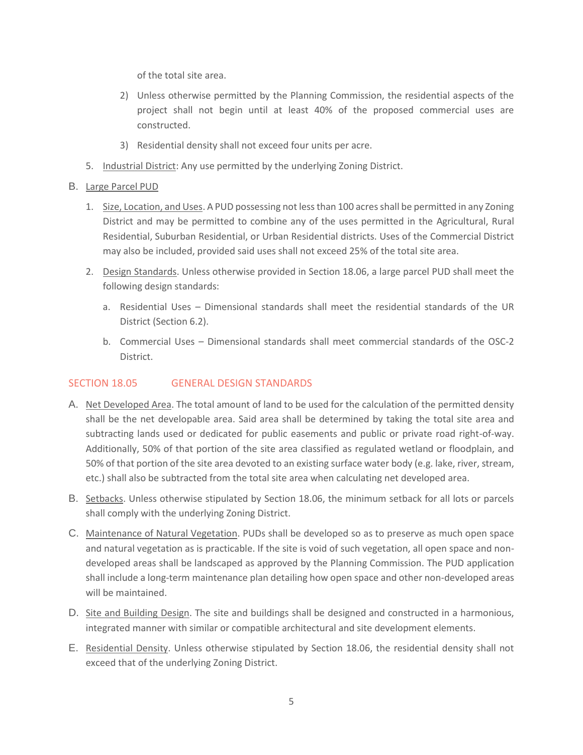of the total site area.

2) Unless otherwise permitted by the Planning Commission, the residential aspects of the project shall not begin until at least 40% of the proposed commercial uses are constructed.

3) Residential density shall not exceed four units per acre.

5. Industrial District: Any use permitted by the underlying Zoning District.

B. Large Parcel PUD

1. Size, Location, and Uses. A PUD possessing not less than 100 acres shall be permitted in any Zoning District and may be permitted to combine any of the uses permitted in the Agricultural, Rural Residential, Suburban Residential, or Urban Residential districts. Uses of the Commercial District may also be included, provided said uses shall not exceed 25% of the total site area.

2. Design Standards. Unless otherwise provided in Section 18.06, a large parcel PUD shall meet the following design standards:

   a. Residential Uses – Dimensional standards shall meet the residential standards of the UR District (Section 6.2).

   b. Commercial Uses – Dimensional standards shall meet commercial standards of the OSC-2 District.

## SECTION 18.05 GENERAL DESIGN STANDARDS

A. Net Developed Area. The total amount of land to be used for the calculation of the permitted density shall be the net developable area. Said area shall be determined by taking the total site area and subtracting lands used or dedicated for public easements and public or private road right-of-way. Additionally, 50% of that portion of the site area classified as regulated wetland or floodplain, and 50% of that portion of the site area devoted to an existing surface water body (e.g. lake, river, stream, etc.) shall also be subtracted from the total site area when calculating net developed area.

B. Setbacks. Unless otherwise stipulated by Section 18.06, the minimum setback for all lots or parcels shall comply with the underlying Zoning District.

C. Maintenance of Natural Vegetation. PUDs shall be developed so as to preserve as much open space and natural vegetation as is practicable. If the site is void of such vegetation, all open space and non-developed areas shall be landscaped as approved by the Planning Commission. The PUD application shall include a long-term maintenance plan detailing how open space and other non-developed areas will be maintained.

D. Site and Building Design. The site and buildings shall be designed and constructed in a harmonious, integrated manner with similar or compatible architectural and site development elements.

E. Residential Density. Unless otherwise stipulated by Section 18.06, the residential density shall not exceed that of the underlying Zoning District.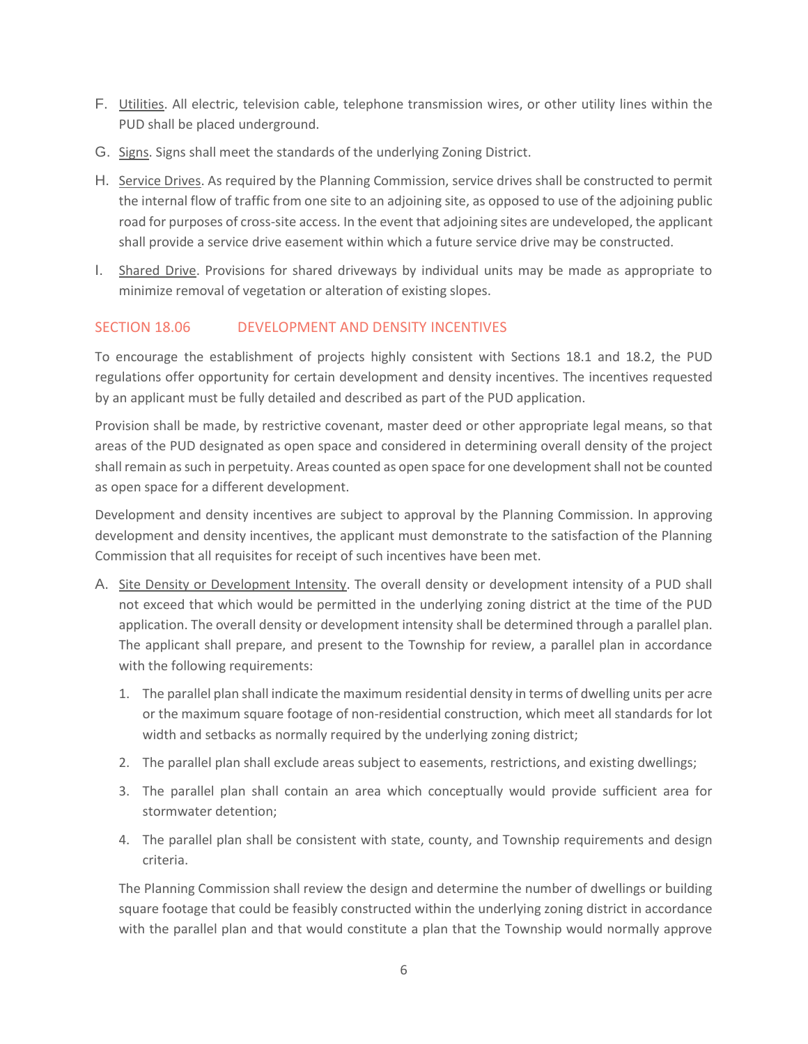F. Utilities. All electric, television cable, telephone transmission wires, or other utility lines within the PUD shall be placed underground.

G. Signs. Signs shall meet the standards of the underlying Zoning District.

H. Service Drives. As required by the Planning Commission, service drives shall be constructed to permit the internal flow of traffic from one site to an adjoining site, as opposed to use of the adjoining public road for purposes of cross-site access. In the event that adjoining sites are undeveloped, the applicant shall provide a service drive easement within which a future service drive may be constructed.

I. Shared Drive. Provisions for shared driveways by individual units may be made as appropriate to minimize removal of vegetation or alteration of existing slopes.

## SECTION 18.06 DEVELOPMENT AND DENSITY INCENTIVES

To encourage the establishment of projects highly consistent with Sections 18.1 and 18.2, the PUD regulations offer opportunity for certain development and density incentives. The incentives requested by an applicant must be fully detailed and described as part of the PUD application.

Provision shall be made, by restrictive covenant, master deed or other appropriate legal means, so that areas of the PUD designated as open space and considered in determining overall density of the project shall remain as such in perpetuity. Areas counted as open space for one development shall not be counted as open space for a different development.

Development and density incentives are subject to approval by the Planning Commission. In approving development and density incentives, the applicant must demonstrate to the satisfaction of the Planning Commission that all requisites for receipt of such incentives have been met.

A. Site Density or Development Intensity. The overall density or development intensity of a PUD shall not exceed that which would be permitted in the underlying zoning district at the time of the PUD application. The overall density or development intensity shall be determined through a parallel plan. The applicant shall prepare, and present to the Township for review, a parallel plan in accordance with the following requirements:

   1. The parallel plan shall indicate the maximum residential density in terms of dwelling units per acre or the maximum square footage of non-residential construction, which meet all standards for lot width and setbacks as normally required by the underlying zoning district;

   2. The parallel plan shall exclude areas subject to easements, restrictions, and existing dwellings;

   3. The parallel plan shall contain an area which conceptually would provide sufficient area for stormwater detention;

   4. The parallel plan shall be consistent with state, county, and Township requirements and design criteria.

   The Planning Commission shall review the design and determine the number of dwellings or building square footage that could be feasibly constructed within the underlying zoning district in accordance with the parallel plan and that would constitute a plan that the Township would normally approve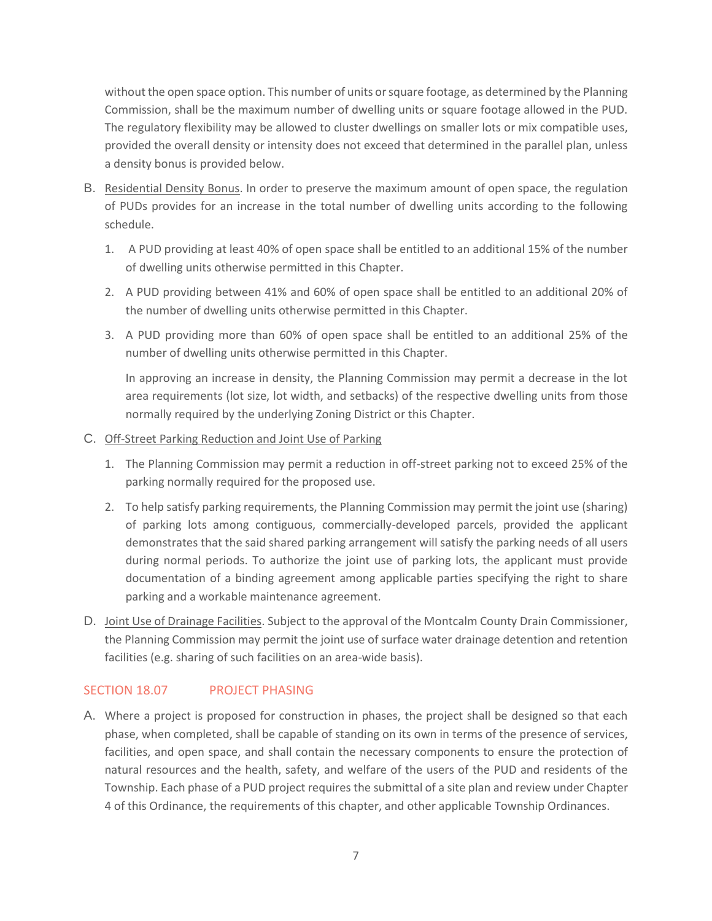without the open space option. This number of units or square footage, as determined by the Planning Commission, shall be the maximum number of dwelling units or square footage allowed in the PUD. The regulatory flexibility may be allowed to cluster dwellings on smaller lots or mix compatible uses, provided the overall density or intensity does not exceed that determined in the parallel plan, unless a density bonus is provided below.

B. Residential Density Bonus. In order to preserve the maximum amount of open space, the regulation of PUDs provides for an increase in the total number of dwelling units according to the following schedule.

1. A PUD providing at least 40% of open space shall be entitled to an additional 15% of the number of dwelling units otherwise permitted in this Chapter.

2. A PUD providing between 41% and 60% of open space shall be entitled to an additional 20% of the number of dwelling units otherwise permitted in this Chapter.

3. A PUD providing more than 60% of open space shall be entitled to an additional 25% of the number of dwelling units otherwise permitted in this Chapter.

   In approving an increase in density, the Planning Commission may permit a decrease in the lot area requirements (lot size, lot width, and setbacks) of the respective dwelling units from those normally required by the underlying Zoning District or this Chapter.

C. Off-Street Parking Reduction and Joint Use of Parking

1. The Planning Commission may permit a reduction in off-street parking not to exceed 25% of the parking normally required for the proposed use.

2. To help satisfy parking requirements, the Planning Commission may permit the joint use (sharing) of parking lots among contiguous, commercially-developed parcels, provided the applicant demonstrates that the said shared parking arrangement will satisfy the parking needs of all users during normal periods. To authorize the joint use of parking lots, the applicant must provide documentation of a binding agreement among applicable parties specifying the right to share parking and a workable maintenance agreement.

D. Joint Use of Drainage Facilities. Subject to the approval of the Montcalm County Drain Commissioner, the Planning Commission may permit the joint use of surface water drainage detention and retention facilities (e.g. sharing of such facilities on an area-wide basis).

## SECTION 18.07 PROJECT PHASING

A. Where a project is proposed for construction in phases, the project shall be designed so that each phase, when completed, shall be capable of standing on its own in terms of the presence of services, facilities, and open space, and shall contain the necessary components to ensure the protection of natural resources and the health, safety, and welfare of the users of the PUD and residents of the Township. Each phase of a PUD project requires the submittal of a site plan and review under Chapter 4 of this Ordinance, the requirements of this chapter, and other applicable Township Ordinances.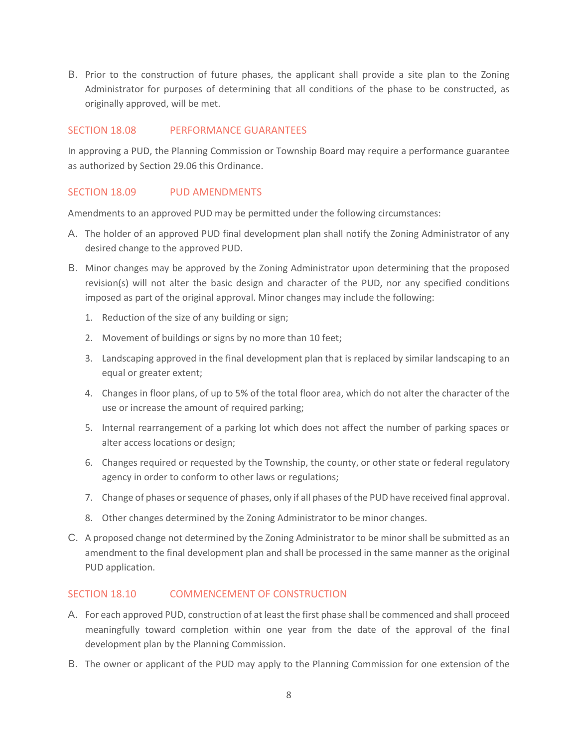B. Prior to the construction of future phases, the applicant shall provide a site plan to the Zoning Administrator for purposes of determining that all conditions of the phase to be constructed, as originally approved, will be met.

## SECTION 18.08 PERFORMANCE GUARANTEES

In approving a PUD, the Planning Commission or Township Board may require a performance guarantee as authorized by Section 29.06 this Ordinance.

## SECTION 18.09 PUD AMENDMENTS

Amendments to an approved PUD may be permitted under the following circumstances:

A. The holder of an approved PUD final development plan shall notify the Zoning Administrator of any desired change to the approved PUD.

B. Minor changes may be approved by the Zoning Administrator upon determining that the proposed revision(s) will not alter the basic design and character of the PUD, nor any specified conditions imposed as part of the original approval. Minor changes may include the following:

   1. Reduction of the size of any building or sign;
   2. Movement of buildings or signs by no more than 10 feet;
   3. Landscaping approved in the final development plan that is replaced by similar landscaping to an equal or greater extent;
   4. Changes in floor plans, of up to 5% of the total floor area, which do not alter the character of the use or increase the amount of required parking;
   5. Internal rearrangement of a parking lot which does not affect the number of parking spaces or alter access locations or design;
   6. Changes required or requested by the Township, the county, or other state or federal regulatory agency in order to conform to other laws or regulations;
   7. Change of phases or sequence of phases, only if all phases of the PUD have received final approval.
   8. Other changes determined by the Zoning Administrator to be minor changes.

C. A proposed change not determined by the Zoning Administrator to be minor shall be submitted as an amendment to the final development plan and shall be processed in the same manner as the original PUD application.

## SECTION 18.10 COMMENCEMENT OF CONSTRUCTION

A. For each approved PUD, construction of at least the first phase shall be commenced and shall proceed meaningfully toward completion within one year from the date of the approval of the final development plan by the Planning Commission.

B. The owner or applicant of the PUD may apply to the Planning Commission for one extension of the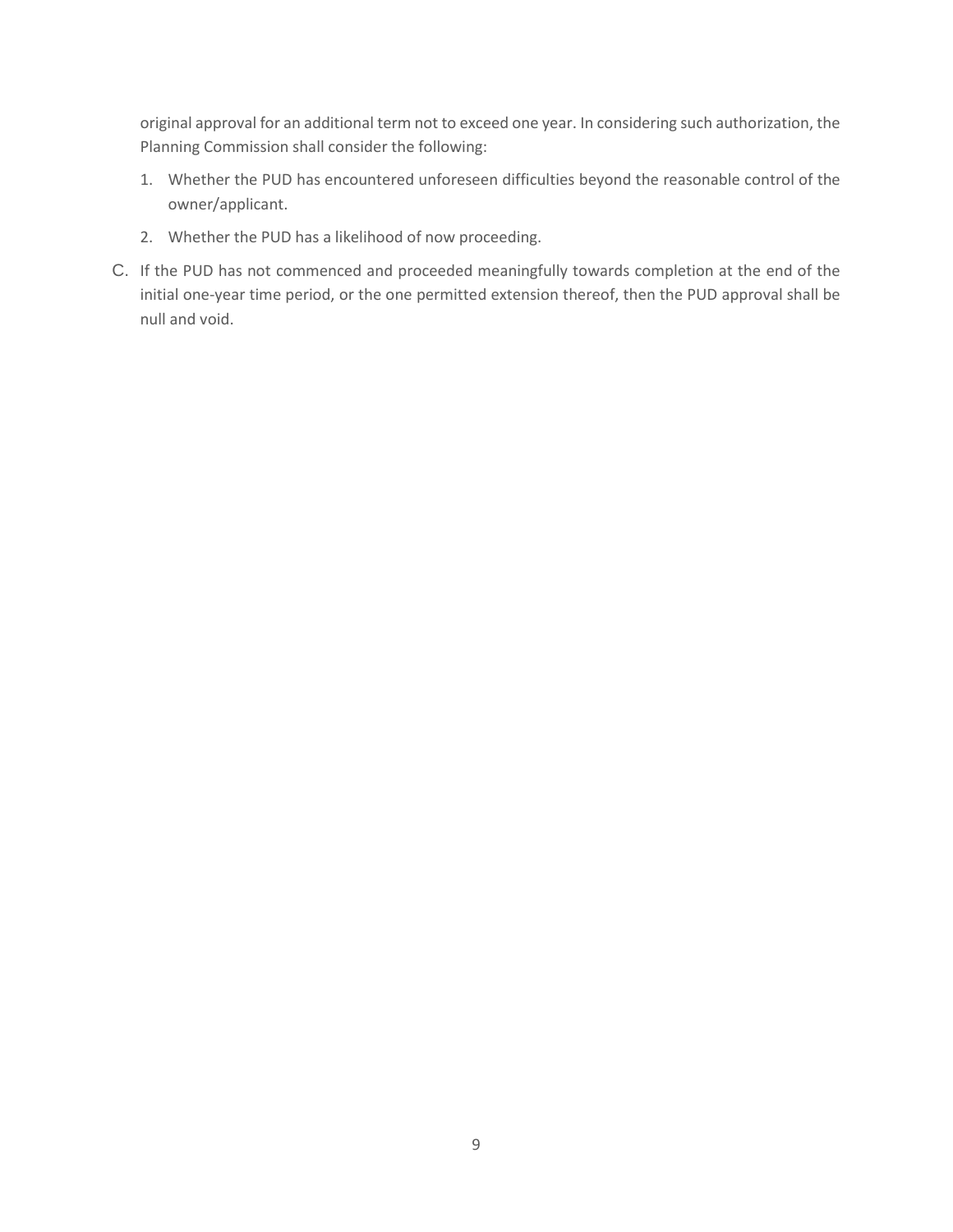original approval for an additional term not to exceed one year. In considering such authorization, the Planning Commission shall consider the following:

1. Whether the PUD has encountered unforeseen difficulties beyond the reasonable control of the owner/applicant.
2. Whether the PUD has a likelihood of now proceeding.

C. If the PUD has not commenced and proceeded meaningfully towards completion at the end of the initial one-year time period, or the one permitted extension thereof, then the PUD approval shall be null and void.